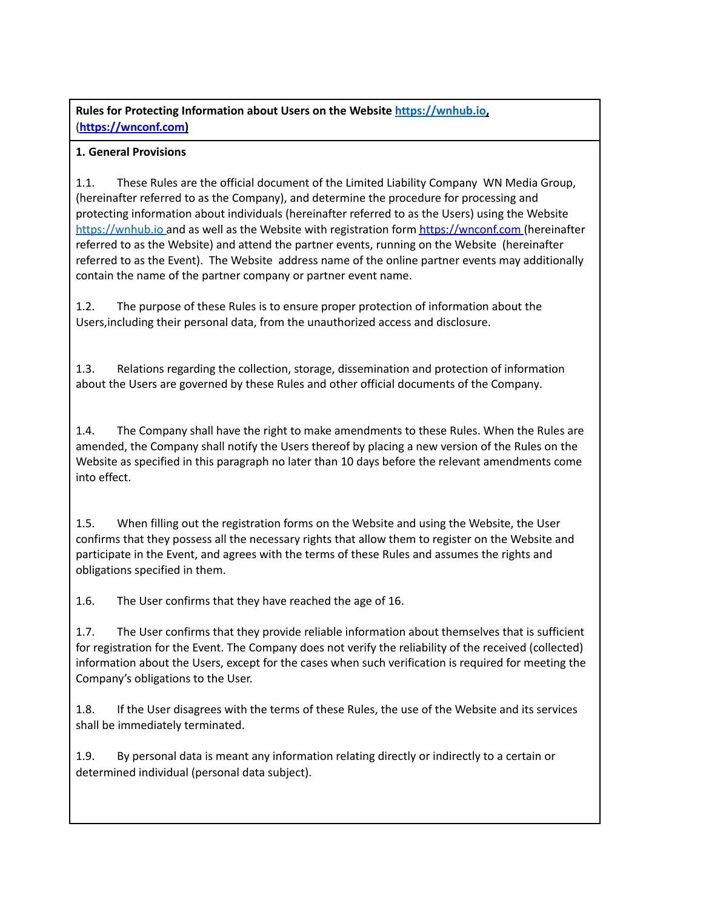**Rules for Protecting Information about Users on the Website https://wnhub.io, (https://wnconf.com)**

**1. General Provisions**

1.1. These Rules are the official document of the Limited Liability Company WN Media Group, (hereinafter referred to as the Company), and determine the procedure for processing and protecting information about individuals (hereinafter referred to as the Users) using the Website https://wnhub.io and as well as the Website with registration form https://wnconf.com (hereinafter referred to as the Website) and attend the partner events, running on the Website (hereinafter referred to as the Event). The Website address name of the online partner events may additionally contain the name of the partner company or partner event name.

1.2. The purpose of these Rules is to ensure proper protection of information about the Users,including their personal data, from the unauthorized access and disclosure.

1.3. Relations regarding the collection, storage, dissemination and protection of information about the Users are governed by these Rules and other official documents of the Company.

1.4. The Company shall have the right to make amendments to these Rules. When the Rules are amended, the Company shall notify the Users thereof by placing a new version of the Rules on the Website as specified in this paragraph no later than 10 days before the relevant amendments come into effect.

1.5. When filling out the registration forms on the Website and using the Website, the User confirms that they possess all the necessary rights that allow them to register on the Website and participate in the Event, and agrees with the terms of these Rules and assumes the rights and obligations specified in them.

1.6. The User confirms that they have reached the age of 16.

1.7. The User confirms that they provide reliable information about themselves that is sufficient for registration for the Event. The Company does not verify the reliability of the received (collected) information about the Users, except for the cases when such verification is required for meeting the Company's obligations to the User.

1.8. If the User disagrees with the terms of these Rules, the use of the Website and its services shall be immediately terminated.

1.9. By personal data is meant any information relating directly or indirectly to a certain or determined individual (personal data subject).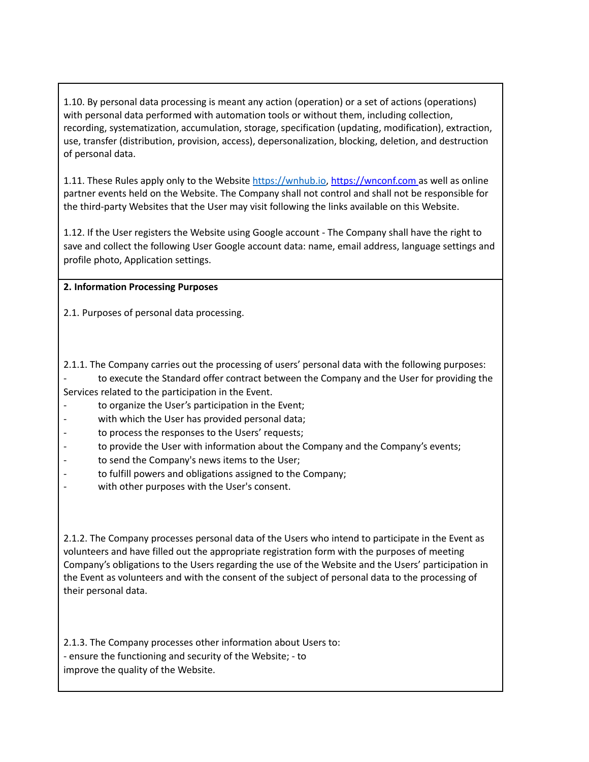1.10. By personal data processing is meant any action (operation) or a set of actions (operations) with personal data performed with automation tools or without them, including collection, recording, systematization, accumulation, storage, specification (updating, modification), extraction, use, transfer (distribution, provision, access), depersonalization, blocking, deletion, and destruction of personal data.

1.11. These Rules apply only to the Website [https://wnhub.io](https://wnhub.io), [https://wnconf.com](https://wnconf.com) as well as online partner events held on the Website. The Company shall not control and shall not be responsible for the third-party Websites that the User may visit following the links available on this Website.

1.12. If the User registers the Website using Google account - The Company shall have the right to save and collect the following User Google account data: name, email address, language settings and profile photo, Application settings.

**2. Information Processing Purposes**

2.1. Purposes of personal data processing.

2.1.1. The Company carries out the processing of users' personal data with the following purposes:

- to execute the Standard offer contract between the Company and the User for providing the Services related to the participation in the Event.
- to organize the User's participation in the Event;
- with which the User has provided personal data;
- to process the responses to the Users' requests;
- to provide the User with information about the Company and the Company's events;
- to send the Company's news items to the User;
- to fulfill powers and obligations assigned to the Company;
- with other purposes with the User's consent.

2.1.2. The Company processes personal data of the Users who intend to participate in the Event as volunteers and have filled out the appropriate registration form with the purposes of meeting Company's obligations to the Users regarding the use of the Website and the Users' participation in the Event as volunteers and with the consent of the subject of personal data to the processing of their personal data.

2.1.3. The Company processes other information about Users to:
- ensure the functioning and security of the Website; - to improve the quality of the Website.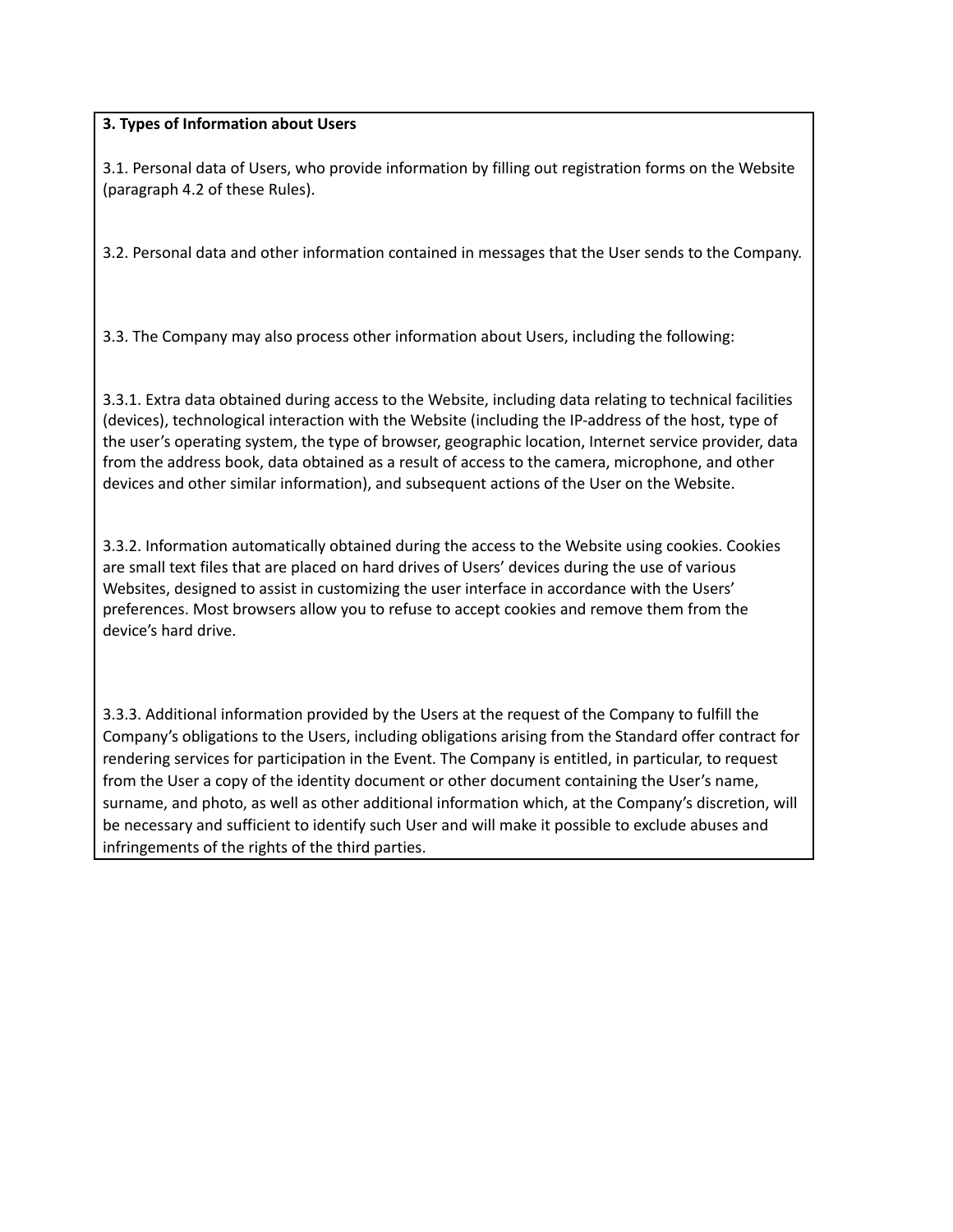**3. Types of Information about Users**

3.1. Personal data of Users, who provide information by filling out registration forms on the Website (paragraph 4.2 of these Rules).

3.2. Personal data and other information contained in messages that the User sends to the Company.

3.3. The Company may also process other information about Users, including the following:

3.3.1. Extra data obtained during access to the Website, including data relating to technical facilities (devices), technological interaction with the Website (including the IP-address of the host, type of the user's operating system, the type of browser, geographic location, Internet service provider, data from the address book, data obtained as a result of access to the camera, microphone, and other devices and other similar information), and subsequent actions of the User on the Website.

3.3.2. Information automatically obtained during the access to the Website using cookies. Cookies are small text files that are placed on hard drives of Users' devices during the use of various Websites, designed to assist in customizing the user interface in accordance with the Users' preferences. Most browsers allow you to refuse to accept cookies and remove them from the device's hard drive.

3.3.3. Additional information provided by the Users at the request of the Company to fulfill the Company's obligations to the Users, including obligations arising from the Standard offer contract for rendering services for participation in the Event. The Company is entitled, in particular, to request from the User a copy of the identity document or other document containing the User's name, surname, and photo, as well as other additional information which, at the Company's discretion, will be necessary and sufficient to identify such User and will make it possible to exclude abuses and infringements of the rights of the third parties.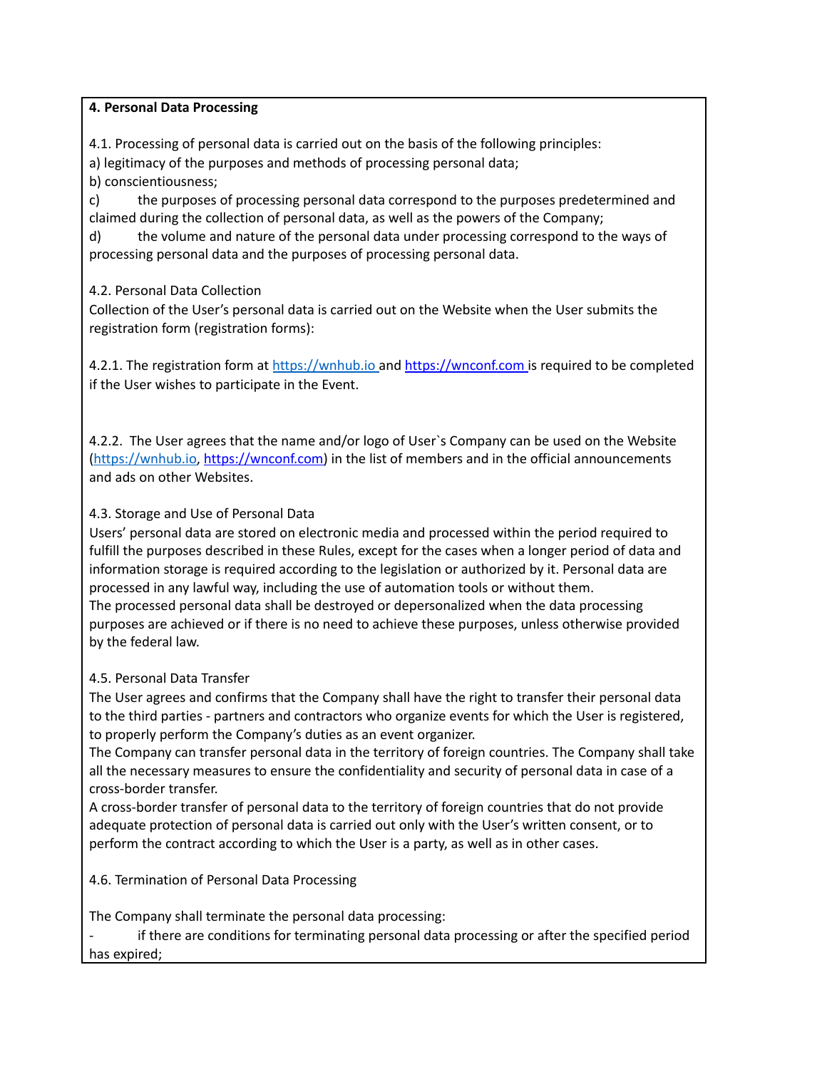**4. Personal Data Processing**

4.1. Processing of personal data is carried out on the basis of the following principles:

a) legitimacy of the purposes and methods of processing personal data;

b) conscientiousness;

c) the purposes of processing personal data correspond to the purposes predetermined and claimed during the collection of personal data, as well as the powers of the Company;

d) the volume and nature of the personal data under processing correspond to the ways of processing personal data and the purposes of processing personal data.

4.2. Personal Data Collection

Collection of the User's personal data is carried out on the Website when the User submits the registration form (registration forms):

4.2.1. The registration form at https://wnhub.io and https://wnconf.com is required to be completed if the User wishes to participate in the Event.

4.2.2. The User agrees that the name and/or logo of User`s Company can be used on the Website (https://wnhub.io, https://wnconf.com) in the list of members and in the official announcements and ads on other Websites.

4.3. Storage and Use of Personal Data

Users' personal data are stored on electronic media and processed within the period required to fulfill the purposes described in these Rules, except for the cases when a longer period of data and information storage is required according to the legislation or authorized by it. Personal data are processed in any lawful way, including the use of automation tools or without them.

The processed personal data shall be destroyed or depersonalized when the data processing purposes are achieved or if there is no need to achieve these purposes, unless otherwise provided by the federal law.

4.5. Personal Data Transfer

The User agrees and confirms that the Company shall have the right to transfer their personal data to the third parties - partners and contractors who organize events for which the User is registered, to properly perform the Company's duties as an event organizer.

The Company can transfer personal data in the territory of foreign countries. The Company shall take all the necessary measures to ensure the confidentiality and security of personal data in case of a cross-border transfer.

A cross-border transfer of personal data to the territory of foreign countries that do not provide adequate protection of personal data is carried out only with the User's written consent, or to perform the contract according to which the User is a party, as well as in other cases.

4.6. Termination of Personal Data Processing

The Company shall terminate the personal data processing:

- if there are conditions for terminating personal data processing or after the specified period has expired;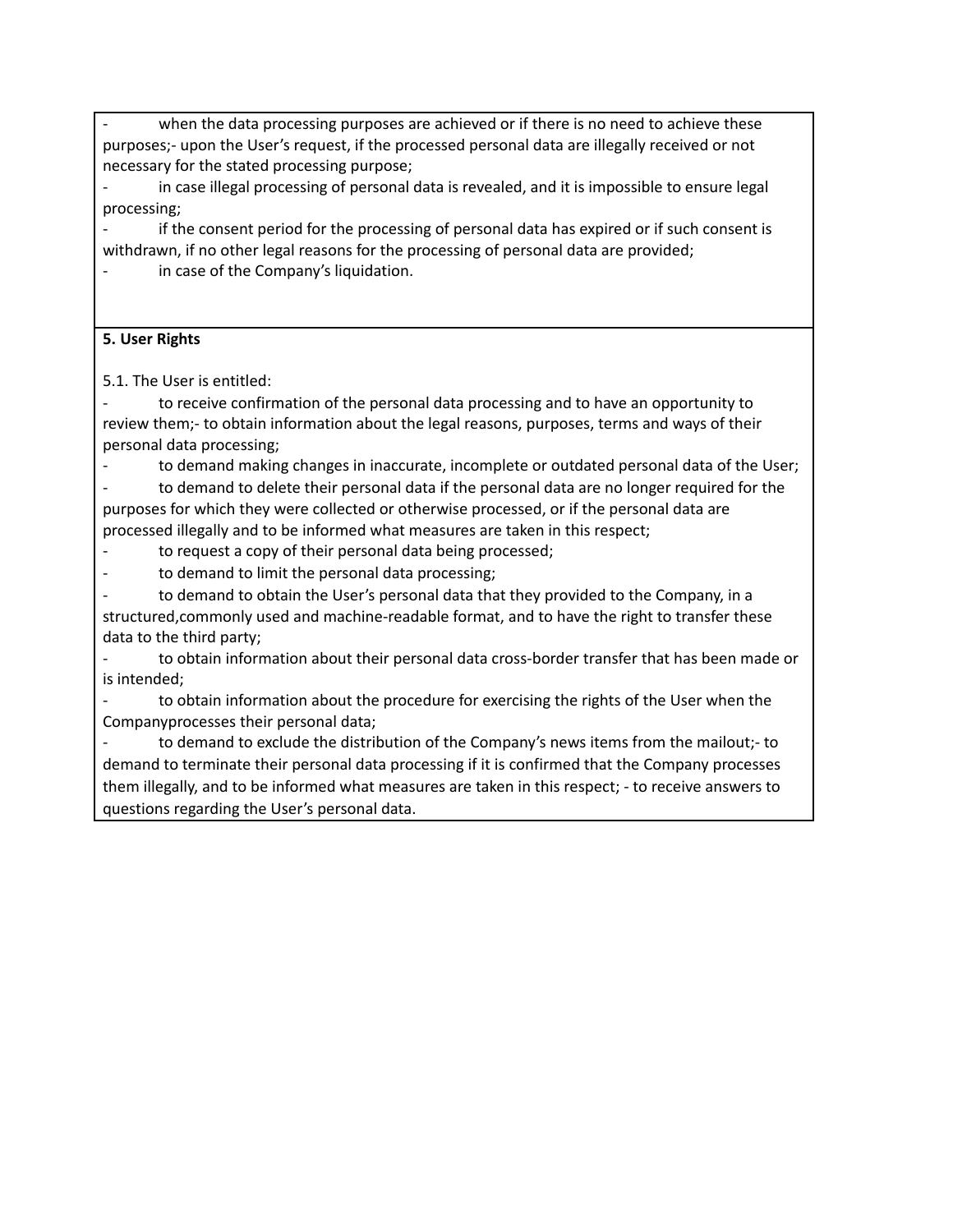- when the data processing purposes are achieved or if there is no need to achieve these purposes;- upon the User's request, if the processed personal data are illegally received or not necessary for the stated processing purpose;
- in case illegal processing of personal data is revealed, and it is impossible to ensure legal processing;
- if the consent period for the processing of personal data has expired or if such consent is withdrawn, if no other legal reasons for the processing of personal data are provided;
- in case of the Company's liquidation.

**5. User Rights**

5.1. The User is entitled:

- to receive confirmation of the personal data processing and to have an opportunity to review them;- to obtain information about the legal reasons, purposes, terms and ways of their personal data processing;
- to demand making changes in inaccurate, incomplete or outdated personal data of the User;
- to demand to delete their personal data if the personal data are no longer required for the purposes for which they were collected or otherwise processed, or if the personal data are processed illegally and to be informed what measures are taken in this respect;
- to request a copy of their personal data being processed;
- to demand to limit the personal data processing;
- to demand to obtain the User's personal data that they provided to the Company, in a structured,commonly used and machine-readable format, and to have the right to transfer these data to the third party;
- to obtain information about their personal data cross-border transfer that has been made or is intended;
- to obtain information about the procedure for exercising the rights of the User when the Companyprocesses their personal data;
- to demand to exclude the distribution of the Company's news items from the mailout;- to demand to terminate their personal data processing if it is confirmed that the Company processes them illegally, and to be informed what measures are taken in this respect; - to receive answers to questions regarding the User's personal data.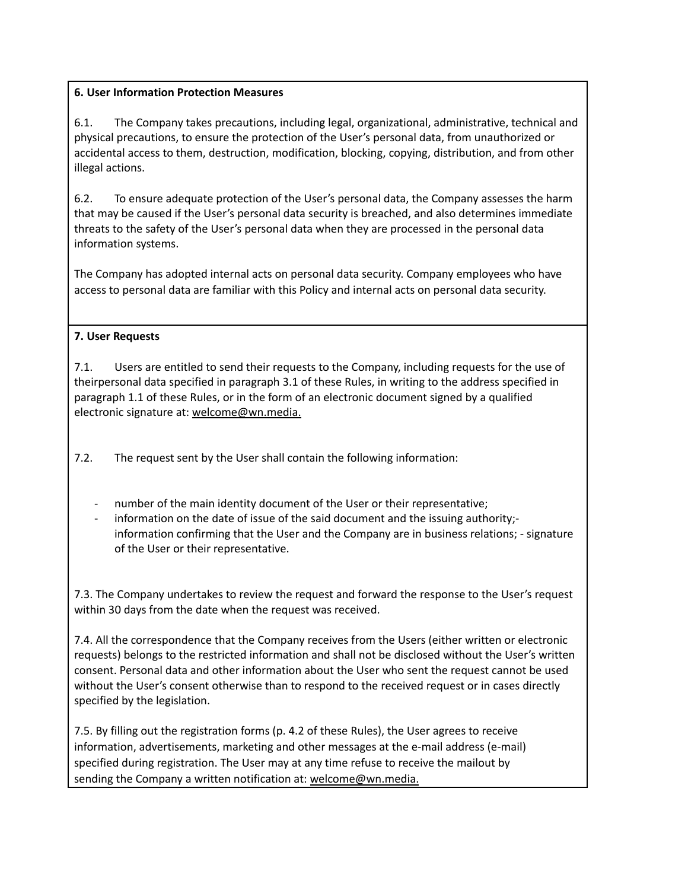**6. User Information Protection Measures**

6.1. The Company takes precautions, including legal, organizational, administrative, technical and physical precautions, to ensure the protection of the User's personal data, from unauthorized or accidental access to them, destruction, modification, blocking, copying, distribution, and from other illegal actions.

6.2. To ensure adequate protection of the User's personal data, the Company assesses the harm that may be caused if the User's personal data security is breached, and also determines immediate threats to the safety of the User's personal data when they are processed in the personal data information systems.

The Company has adopted internal acts on personal data security. Company employees who have access to personal data are familiar with this Policy and internal acts on personal data security.

**7. User Requests**

7.1. Users are entitled to send their requests to the Company, including requests for the use of theirpersonal data specified in paragraph 3.1 of these Rules, in writing to the address specified in paragraph 1.1 of these Rules, or in the form of an electronic document signed by a qualified electronic signature at: welcome@wn.media.

7.2. The request sent by the User shall contain the following information:

- number of the main identity document of the User or their representative;
- information on the date of issue of the said document and the issuing authority;- information confirming that the User and the Company are in business relations; - signature of the User or their representative.

7.3. The Company undertakes to review the request and forward the response to the User's request within 30 days from the date when the request was received.

7.4. All the correspondence that the Company receives from the Users (either written or electronic requests) belongs to the restricted information and shall not be disclosed without the User's written consent. Personal data and other information about the User who sent the request cannot be used without the User's consent otherwise than to respond to the received request or in cases directly specified by the legislation.

7.5. By filling out the registration forms (p. 4.2 of these Rules), the User agrees to receive information, advertisements, marketing and other messages at the e-mail address (e-mail) specified during registration. The User may at any time refuse to receive the mailout by sending the Company a written notification at: welcome@wn.media.